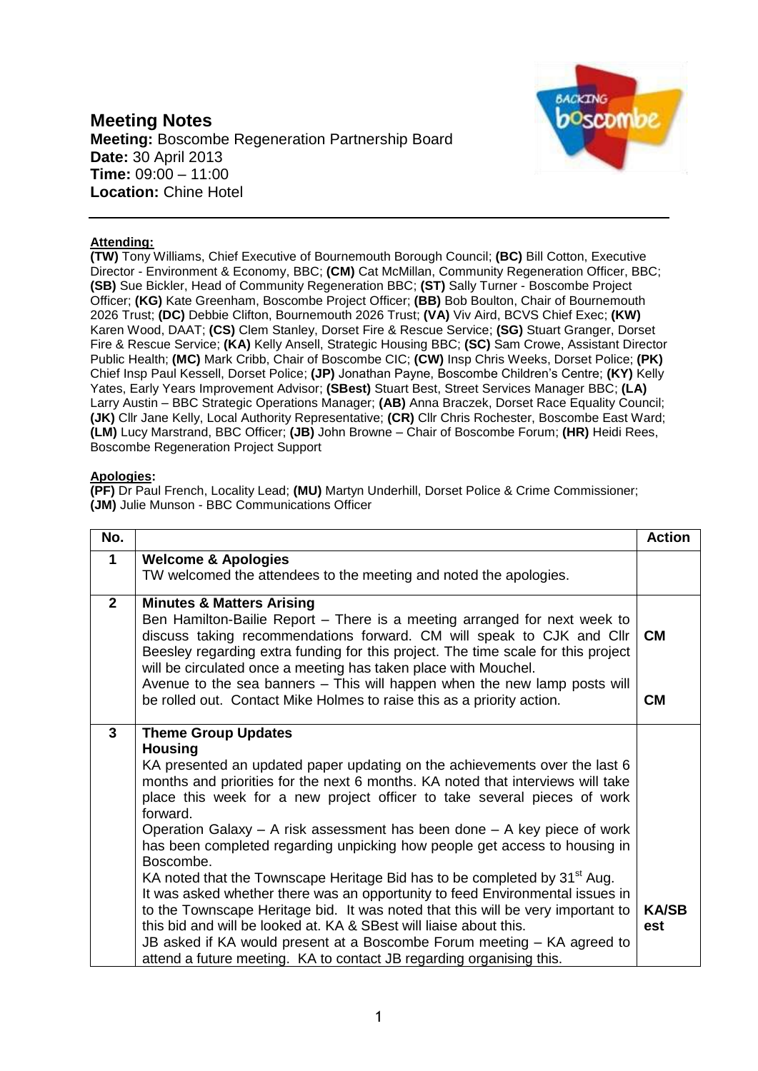# Meeting Notes

**Meeting:** Boscombe Regeneration Partnership Board
**Date:** 30 April 2013
**Time:** 09:00 – 11:00
**Location:** Chine Hotel

**Attending:**

**(TW)** Tony Williams, Chief Executive of Bournemouth Borough Council; **(BC)** Bill Cotton, Executive Director - Environment & Economy, BBC; **(CM)** Cat McMillan, Community Regeneration Officer, BBC; **(SB)** Sue Bickler, Head of Community Regeneration BBC; **(ST)** Sally Turner - Boscombe Project Officer; **(KG)** Kate Greenham, Boscombe Project Officer; **(BB)** Bob Boulton, Chair of Bournemouth 2026 Trust; **(DC)** Debbie Clifton, Bournemouth 2026 Trust; **(VA)** Viv Aird, BCVS Chief Exec; **(KW)** Karen Wood, DAAT; **(CS)** Clem Stanley, Dorset Fire & Rescue Service; **(SG)** Stuart Granger, Dorset Fire & Rescue Service; **(KA)** Kelly Ansell, Strategic Housing BBC; **(SC)** Sam Crowe, Assistant Director Public Health; **(MC)** Mark Cribb, Chair of Boscombe CIC; **(CW)** Insp Chris Weeks, Dorset Police; **(PK)** Chief Insp Paul Kessell, Dorset Police; **(JP)** Jonathan Payne, Boscombe Children's Centre; **(KY)** Kelly Yates, Early Years Improvement Advisor; **(SBest)** Stuart Best, Street Services Manager BBC; **(LA)** Larry Austin – BBC Strategic Operations Manager; **(AB)** Anna Braczek, Dorset Race Equality Council; **(JK)** Cllr Jane Kelly, Local Authority Representative; **(CR)** Cllr Chris Rochester, Boscombe East Ward; **(LM)** Lucy Marstrand, BBC Officer; **(JB)** John Browne – Chair of Boscombe Forum; **(HR)** Heidi Rees, Boscombe Regeneration Project Support

**Apologies:**

**(PF)** Dr Paul French, Locality Lead; **(MU)** Martyn Underhill, Dorset Police & Crime Commissioner; **(JM)** Julie Munson - BBC Communications Officer

| No. | | Action |
|---|---|---|
| **1** | **Welcome & Apologies**<br>TW welcomed the attendees to the meeting and noted the apologies. | |
| **2** | **Minutes & Matters Arising**<br>Ben Hamilton-Bailie Report – There is a meeting arranged for next week to discuss taking recommendations forward. CM will speak to CJK and Cllr Beesley regarding extra funding for this project. The time scale for this project will be circulated once a meeting has taken place with Mouchel.<br>Avenue to the sea banners – This will happen when the new lamp posts will be rolled out. Contact Mike Holmes to raise this as a priority action. | **CM**<br><br>**CM** |
| **3** | **Theme Group Updates**<br>**Housing**<br>KA presented an updated paper updating on the achievements over the last 6 months and priorities for the next 6 months. KA noted that interviews will take place this week for a new project officer to take several pieces of work forward.<br>Operation Galaxy – A risk assessment has been done – A key piece of work has been completed regarding unpicking how people get access to housing in Boscombe.<br>KA noted that the Townscape Heritage Bid has to be completed by 31st Aug.<br>It was asked whether there was an opportunity to feed Environmental issues in to the Townscape Heritage bid. It was noted that this will be very important to this bid and will be looked at. KA & SBest will liaise about this.<br>JB asked if KA would present at a Boscombe Forum meeting – KA agreed to attend a future meeting. KA to contact JB regarding organising this. | <br><br><br><br><br><br><br>**KA/SBest** |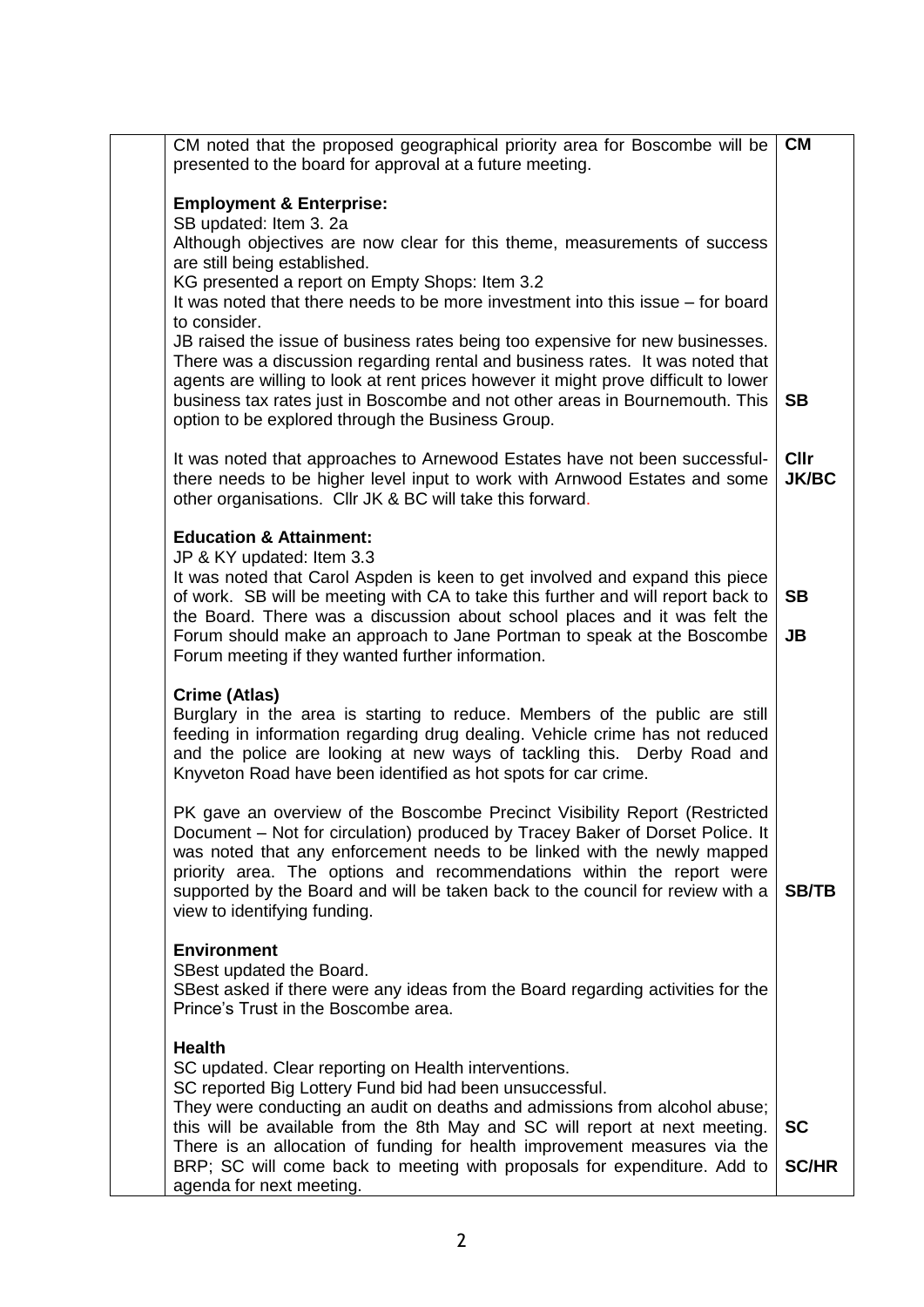| | | |
|---|---|---|
| | CM noted that the proposed geographical priority area for Boscombe will be presented to the board for approval at a future meeting.<br><br>**Employment & Enterprise:**<br>SB updated: Item 3. 2a<br>Although objectives are now clear for this theme, measurements of success are still being established.<br>KG presented a report on Empty Shops: Item 3.2<br>It was noted that there needs to be more investment into this issue – for board to consider.<br>JB raised the issue of business rates being too expensive for new businesses. There was a discussion regarding rental and business rates. It was noted that agents are willing to look at rent prices however it might prove difficult to lower business tax rates just in Boscombe and not other areas in Bournemouth. This option to be explored through the Business Group.<br><br>It was noted that approaches to Arnewood Estates have not been successful- there needs to be higher level input to work with Arnwood Estates and some other organisations. Cllr JK & BC will take this forward.<br><br>**Education & Attainment:**<br>JP & KY updated: Item 3.3<br>It was noted that Carol Aspden is keen to get involved and expand this piece of work. SB will be meeting with CA to take this further and will report back to the Board. There was a discussion about school places and it was felt the Forum should make an approach to Jane Portman to speak at the Boscombe Forum meeting if they wanted further information.<br><br>**Crime (Atlas)**<br>Burglary in the area is starting to reduce. Members of the public are still feeding in information regarding drug dealing. Vehicle crime has not reduced and the police are looking at new ways of tackling this. Derby Road and Knyveton Road have been identified as hot spots for car crime.<br><br>PK gave an overview of the Boscombe Precinct Visibility Report (Restricted Document – Not for circulation) produced by Tracey Baker of Dorset Police. It was noted that any enforcement needs to be linked with the newly mapped priority area. The options and recommendations within the report were supported by the Board and will be taken back to the council for review with a view to identifying funding.<br><br>**Environment**<br>SBest updated the Board.<br>SBest asked if there were any ideas from the Board regarding activities for the Prince's Trust in the Boscombe area.<br><br>**Health**<br>SC updated. Clear reporting on Health interventions.<br>SC reported Big Lottery Fund bid had been unsuccessful.<br>They were conducting an audit on deaths and admissions from alcohol abuse; this will be available from the 8th May and SC will report at next meeting. There is an allocation of funding for health improvement measures via the BRP; SC will come back to meeting with proposals for expenditure. Add to agenda for next meeting. | **CM**<br><br><br><br><br><br><br><br><br><br><br><br>**SB**<br><br><br>**Cllr JK/BC**<br><br><br><br><br>**SB**<br><br>**JB**<br><br><br><br><br><br><br><br><br><br><br><br>**SB/TB**<br><br><br><br><br><br><br><br><br><br>**SC**<br><br>**SC/HR** |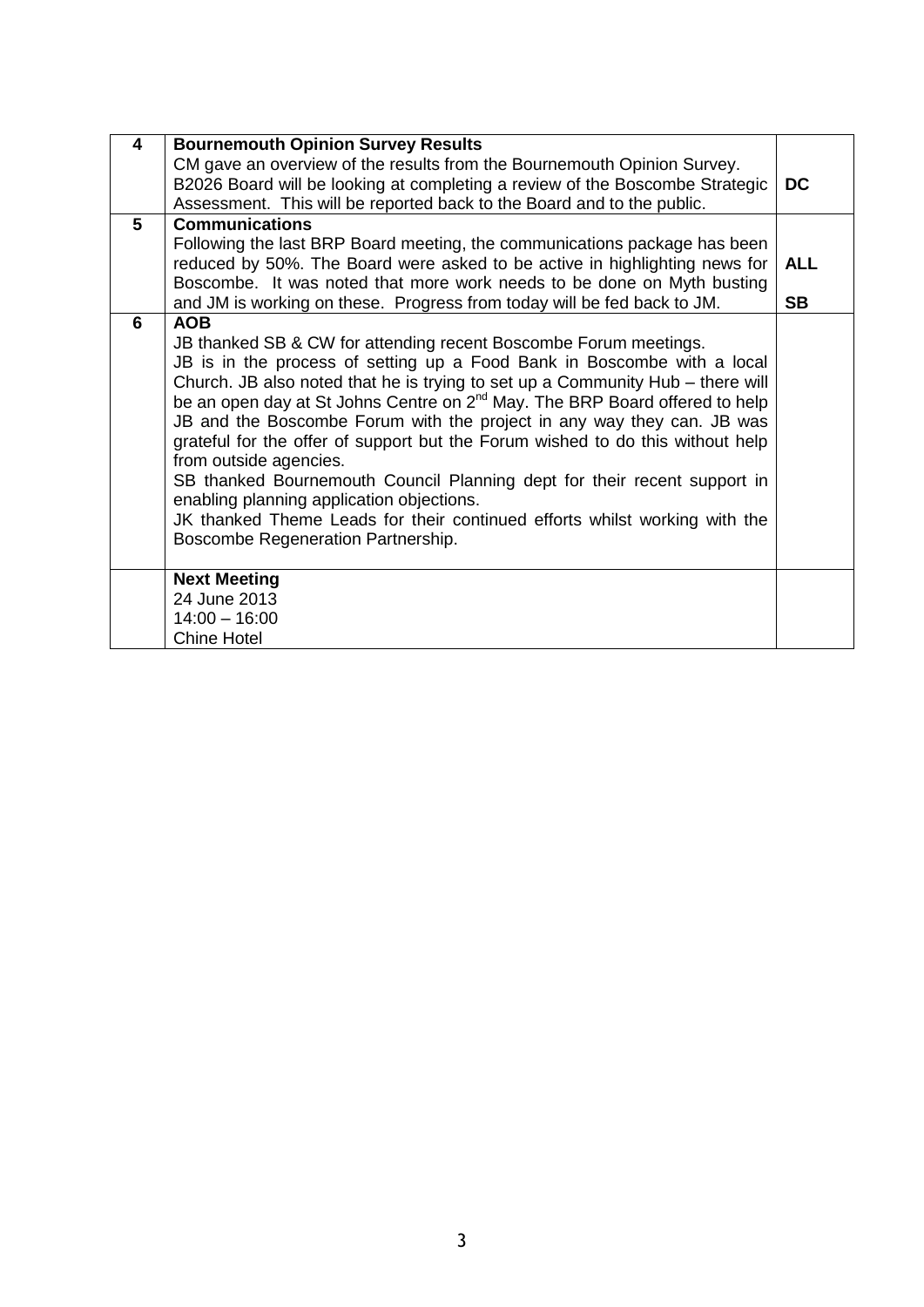| | | |
|---|---|---|
| **4** | **Bournemouth Opinion Survey Results**<br>CM gave an overview of the results from the Bournemouth Opinion Survey. B2026 Board will be looking at completing a review of the Boscombe Strategic Assessment. This will be reported back to the Board and to the public. | **DC** |
| **5** | **Communications**<br>Following the last BRP Board meeting, the communications package has been reduced by 50%. The Board were asked to be active in highlighting news for Boscombe. It was noted that more work needs to be done on Myth busting and JM is working on these. Progress from today will be fed back to JM. | **ALL**<br><br>**SB** |
| **6** | **AOB**<br>JB thanked SB & CW for attending recent Boscombe Forum meetings.<br>JB is in the process of setting up a Food Bank in Boscombe with a local Church. JB also noted that he is trying to set up a Community Hub – there will be an open day at St Johns Centre on 2nd May. The BRP Board offered to help JB and the Boscombe Forum with the project in any way they can. JB was grateful for the offer of support but the Forum wished to do this without help from outside agencies.<br>SB thanked Bournemouth Council Planning dept for their recent support in enabling planning application objections.<br>JK thanked Theme Leads for their continued efforts whilst working with the Boscombe Regeneration Partnership. | |
| | **Next Meeting**<br>24 June 2013<br>14:00 – 16:00<br>Chine Hotel | |